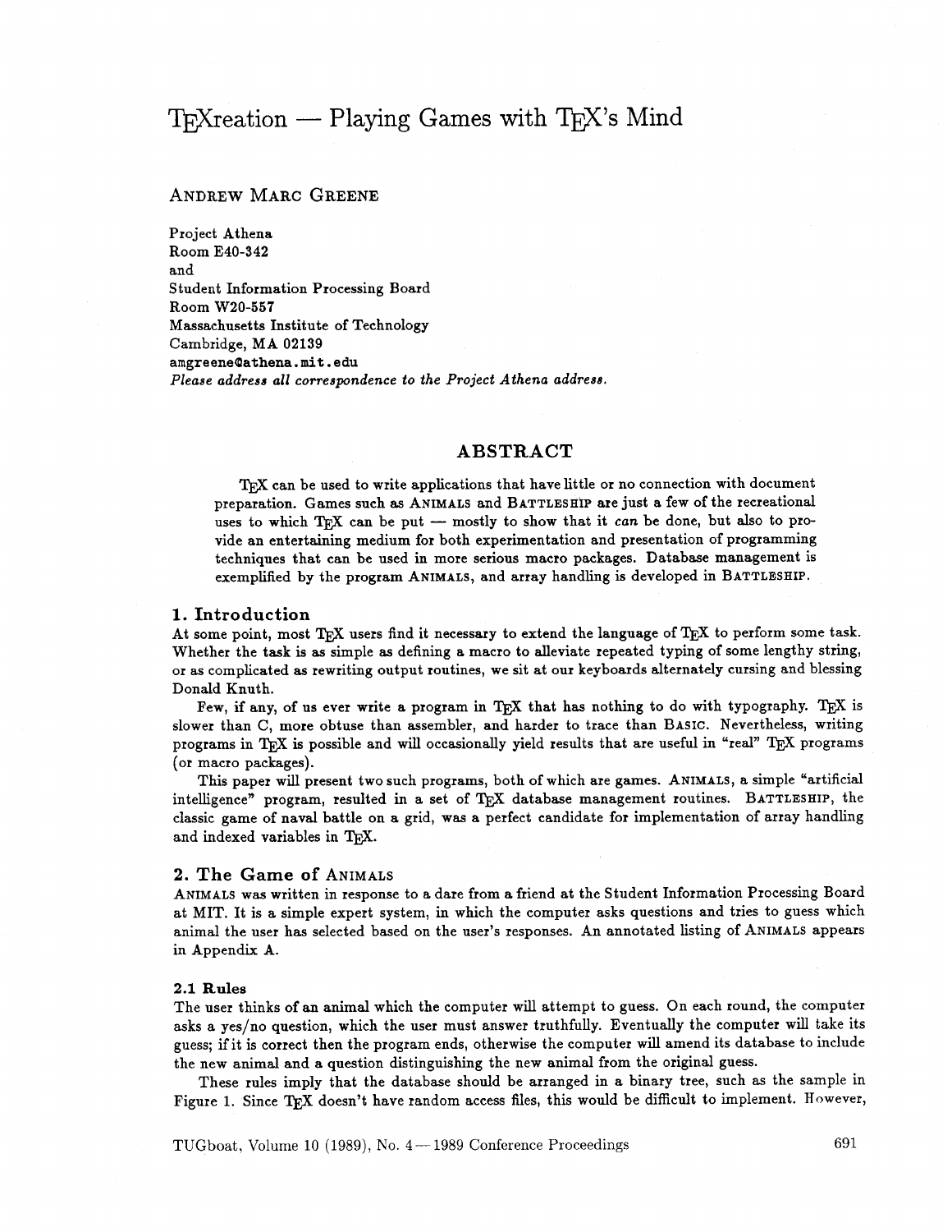# TEXreation — Playing Games with TEX's Mind

ANDREW MARC GREENE

Project Athena
Room E40-342
and
Student Information Processing Board
Room W20-557
Massachusetts Institute of Technology
Cambridge, MA 02139
amgreene@athena.mit.edu
*Please address all correspondence to the Project Athena address.*

## ABSTRACT

TEX can be used to write applications that have little or no connection with document preparation. Games such as ANIMALS and BATTLESHIP are just a few of the recreational uses to which TEX can be put — mostly to show that it *can* be done, but also to provide an entertaining medium for both experimentation and presentation of programming techniques that can be used in more serious macro packages. Database management is exemplified by the program ANIMALS, and array handling is developed in BATTLESHIP.

## 1. Introduction

At some point, most TEX users find it necessary to extend the language of TEX to perform some task. Whether the task is as simple as defining a macro to alleviate repeated typing of some lengthy string, or as complicated as rewriting output routines, we sit at our keyboards alternately cursing and blessing Donald Knuth.

Few, if any, of us ever write a program in TEX that has nothing to do with typography. TEX is slower than C, more obtuse than assembler, and harder to trace than BASIC. Nevertheless, writing programs in TEX is possible and will occasionally yield results that are useful in "real" TEX programs (or macro packages).

This paper will present two such programs, both of which are games. ANIMALS, a simple "artificial intelligence" program, resulted in a set of TEX database management routines. BATTLESHIP, the classic game of naval battle on a grid, was a perfect candidate for implementation of array handling and indexed variables in TEX.

## 2. The Game of ANIMALS

ANIMALS was written in response to a dare from a friend at the Student Information Processing Board at MIT. It is a simple expert system, in which the computer asks questions and tries to guess which animal the user has selected based on the user's responses. An annotated listing of ANIMALS appears in Appendix A.

### 2.1 Rules

The user thinks of an animal which the computer will attempt to guess. On each round, the computer asks a yes/no question, which the user must answer truthfully. Eventually the computer will take its guess; if it is correct then the program ends, otherwise the computer will amend its database to include the new animal and a question distinguishing the new animal from the original guess.

These rules imply that the database should be arranged in a binary tree, such as the sample in Figure 1. Since TEX doesn't have random access files, this would be difficult to implement. However,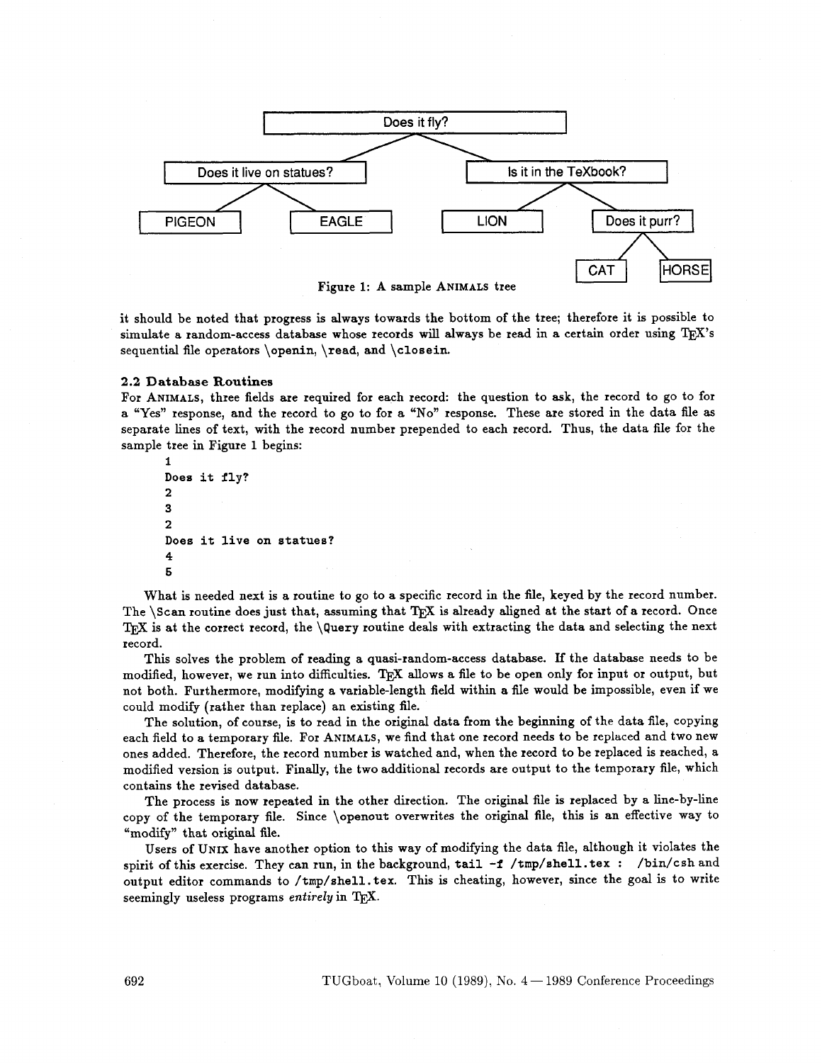Figure 1: A sample ANIMALS tree

it should be noted that progress is always towards the bottom of the tree; therefore it is possible to simulate a random-access database whose records will always be read in a certain order using TEX's sequential file operators `\openin`, `\read`, and `\closein`.

### 2.2 Database Routines

For ANIMALS, three fields are required for each record: the question to ask, the record to go to for a "Yes" response, and the record to go to for a "No" response. These are stored in the data file as separate lines of text, with the record number prepended to each record. Thus, the data file for the sample tree in Figure 1 begins:

```
1
Does it fly?
2
3
2
Does it live on statues?
4
5
```

What is needed next is a routine to go to a specific record in the file, keyed by the record number. The `\Scan` routine does just that, assuming that TEX is already aligned at the start of a record. Once TEX is at the correct record, the `\Query` routine deals with extracting the data and selecting the next record.

This solves the problem of reading a quasi-random-access database. If the database needs to be modified, however, we run into difficulties. TEX allows a file to be open only for input or output, but not both. Furthermore, modifying a variable-length field within a file would be impossible, even if we could modify (rather than replace) an existing file.

The solution, of course, is to read in the original data from the beginning of the data file, copying each field to a temporary file. For ANIMALS, we find that one record needs to be replaced and two new ones added. Therefore, the record number is watched and, when the record to be replaced is reached, a modified version is output. Finally, the two additional records are output to the temporary file, which contains the revised database.

The process is now repeated in the other direction. The original file is replaced by a line-by-line copy of the temporary file. Since `\openout` overwrites the original file, this is an effective way to "modify" that original file.

Users of UNIX have another option to this way of modifying the data file, although it violates the spirit of this exercise. They can run, in the background, `tail -f /tmp/shell.tex : /bin/csh` and output editor commands to `/tmp/shell.tex`. This is cheating, however, since the goal is to write seemingly useless programs *entirely* in TEX.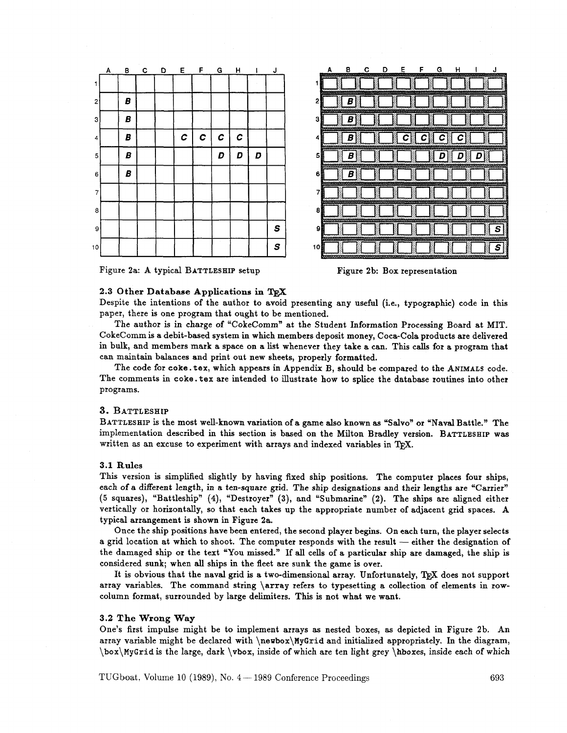| | A | B | C | D | E | F | G | H | I | J |
|---|---|---|---|---|---|---|---|---|---|---|
| 1 | | | | | | | | | | |
| 2 | | B | | | | | | | | |
| 3 | | B | | | | | | | | |
| 4 | | B | | | C | C | C | C | | |
| 5 | | B | | | | | D | D | D | |
| 6 | | B | | | | | | | | |
| 7 | | | | | | | | | | |
| 8 | | | | | | | | | | |
| 9 | | | | | | | | | | S |
| 10 | | | | | | | | | | S |

Figure 2a: A typical BATTLESHIP setup

| | A | B | C | D | E | F | G | H | I | J |
|---|---|---|---|---|---|---|---|---|---|---|
| 1 | | | | | | | | | | |
| 2 | | B | | | | | | | | |
| 3 | | B | | | | | | | | |
| 4 | | B | | | C | C | C | C | | |
| 5 | | B | | | | | D | D | D | |
| 6 | | B | | | | | | | | |
| 7 | | | | | | | | | | |
| 8 | | | | | | | | | | |
| 9 | | | | | | | | | | S |
| 10 | | | | | | | | | | S |

Figure 2b: Box representation

### 2.3 Other Database Applications in TeX

Despite the intentions of the author to avoid presenting any useful (i.e., typographic) code in this paper, there is one program that ought to be mentioned.

The author is in charge of "CokeComm" at the Student Information Processing Board at MIT. CokeComm is a debit-based system in which members deposit money, Coca-Cola products are delivered in bulk, and members mark a space on a list whenever they take a can. This calls for a program that can maintain balances and print out new sheets, properly formatted.

The code for `coke.tex`, which appears in Appendix B, should be compared to the ANIMALS code. The comments in `coke.tex` are intended to illustrate how to splice the database routines into other programs.

## 3. BATTLESHIP

BATTLESHIP is the most well-known variation of a game also known as "Salvo" or "Naval Battle." The implementation described in this section is based on the Milton Bradley version. BATTLESHIP was written as an excuse to experiment with arrays and indexed variables in TeX.

### 3.1 Rules

This version is simplified slightly by having fixed ship positions. The computer places four ships, each of a different length, in a ten-square grid. The ship designations and their lengths are "Carrier" (5 squares), "Battleship" (4), "Destroyer" (3), and "Submarine" (2). The ships are aligned either vertically or horizontally, so that each takes up the appropriate number of adjacent grid spaces. A typical arrangement is shown in Figure 2a.

Once the ship positions have been entered, the second player begins. On each turn, the player selects a grid location at which to shoot. The computer responds with the result — either the designation of the damaged ship or the text "You missed." If all cells of a particular ship are damaged, the ship is considered sunk; when all ships in the fleet are sunk the game is over.

It is obvious that the naval grid is a two-dimensional array. Unfortunately, TeX does not support array variables. The command string `\array` refers to typesetting a collection of elements in row-column format, surrounded by large delimiters. This is not what we want.

### 3.2 The Wrong Way

One's first impulse might be to implement arrays as nested boxes, as depicted in Figure 2b. An array variable might be declared with `\newbox\MyGrid` and initialized appropriately. In the diagram, `\box\MyGrid` is the large, dark `\vbox`, inside of which are ten light grey `\hbox`es, inside each of which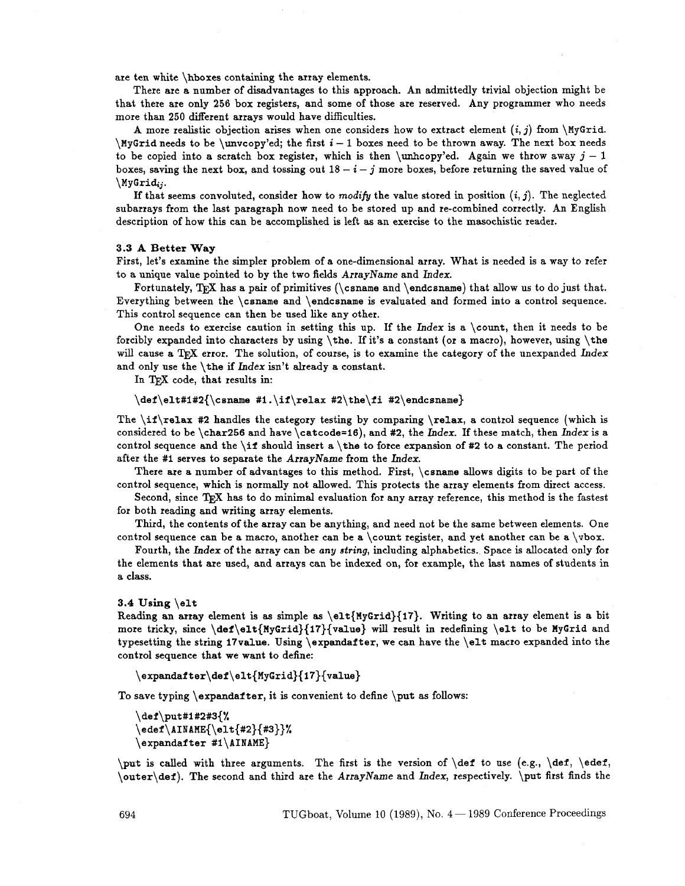are ten white `\hbox`es containing the array elements.

There are a number of disadvantages to this approach. An admittedly trivial objection might be that there are only 256 box registers, and some of those are reserved. Any programmer who needs more than 250 different arrays would have difficulties.

A more realistic objection arises when one considers how to extract element $(i,j)$ from `\MyGrid`. `\MyGrid` needs to be `\unvcopy`'ed; the first $i-1$ boxes need to be thrown away. The next box needs to be copied into a scratch box register, which is then `\unhcopy`'ed. Again we throw away $j-1$ boxes, saving the next box, and tossing out $18-i-j$ more boxes, before returning the saved value of `\MyGrid`$_{ij}$.

If that seems convoluted, consider how to *modify* the value stored in position $(i,j)$. The neglected subarrays from the last paragraph now need to be stored up and re-combined correctly. An English description of how this can be accomplished is left as an exercise to the masochistic reader.

### 3.3 A Better Way

First, let's examine the simpler problem of a one-dimensional array. What is needed is a way to refer to a unique value pointed to by the two fields *ArrayName* and *Index*.

Fortunately, TeX has a pair of primitives (`\csname` and `\endcsname`) that allow us to do just that. Everything between the `\csname` and `\endcsname` is evaluated and formed into a control sequence. This control sequence can then be used like any other.

One needs to exercise caution in setting this up. If the *Index* is a `\count`, then it needs to be forcibly expanded into characters by using `\the`. If it's a constant (or a macro), however, using `\the` will cause a TeX error. The solution, of course, is to examine the category of the unexpanded *Index* and only use the `\the` if *Index* isn't already a constant.

In TeX code, that results in:

```
\def\elt#1#2{\csname #1.\if\relax #2\the\fi #2\endcsname}
```

The `\if\relax #2` handles the category testing by comparing `\relax`, a control sequence (which is considered to be `\char256` and have `\catcode=16`), and `#2`, the *Index*. If these match, then *Index* is a control sequence and the `\if` should insert a `\the` to force expansion of `#2` to a constant. The period after the `#1` serves to separate the *ArrayName* from the *Index*.

There are a number of advantages to this method. First, `\csname` allows digits to be part of the control sequence, which is normally not allowed. This protects the array elements from direct access.

Second, since TeX has to do minimal evaluation for any array reference, this method is the fastest for both reading and writing array elements.

Third, the contents of the array can be anything, and need not be the same between elements. One control sequence can be a macro, another can be a `\count` register, and yet another can be a `\vbox`.

Fourth, the *Index* of the array can be *any string*, including alphabetics. Space is allocated only for the elements that are used, and arrays can be indexed on, for example, the last names of students in a class.

### 3.4 Using `\elt`

Reading an array element is as simple as `\elt{MyGrid}{17}`. Writing to an array element is a bit more tricky, since `\def\elt{MyGrid}{17}{value}` will result in redefining `\elt` to be `MyGrid` and typesetting the string `17value`. Using `\expandafter`, we can have the `\elt` macro expanded into the control sequence that we want to define:

```
\expandafter\def\elt{MyGrid}{17}{value}
```

To save typing `\expandafter`, it is convenient to define `\put` as follows:

```
\def\put#1#2#3{%
\edef\AINAME{\elt{#2}{#3}}%
\expandafter #1\AINAME}
```

`\put` is called with three arguments. The first is the version of `\def` to use (e.g., `\def`, `\edef`, `\outer\def`). The second and third are the *ArrayName* and *Index*, respectively. `\put` first finds the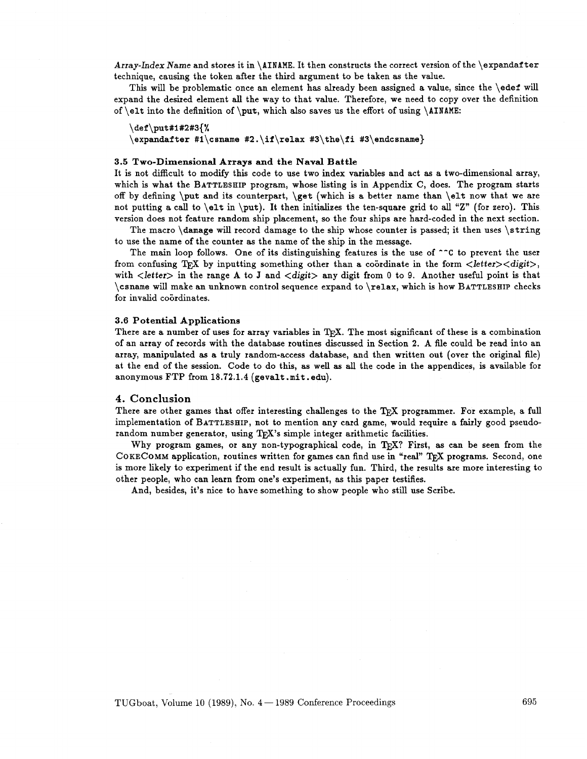*Array-Index Name* and stores it in `\AINAME`. It then constructs the correct version of the `\expandafter` technique, causing the token after the third argument to be taken as the value.

This will be problematic once an element has already been assigned a value, since the `\edef` will expand the desired element all the way to that value. Therefore, we need to copy over the definition of `\elt` into the definition of `\put`, which also saves us the effort of using `\AINAME`:

```
\def\put#1#2#3{%
\expandafter #1\csname #2.\if\relax #3\the\fi #3\endcsname}
```

### 3.5 Two-Dimensional Arrays and the Naval Battle

It is not difficult to modify this code to use two index variables and act as a two-dimensional array, which is what the BATTLESHIP program, whose listing is in Appendix C, does. The program starts off by defining `\put` and its counterpart, `\get` (which is a better name than `\elt` now that we are not putting a call to `\elt` in `\put`). It then initializes the ten-square grid to all "Z" (for zero). This version does not feature random ship placement, so the four ships are hard-coded in the next section.

The macro `\damage` will record damage to the ship whose counter is passed; it then uses `\string` to use the name of the counter as the name of the ship in the message.

The main loop follows. One of its distinguishing features is the use of `^^C` to prevent the user from confusing TeX by inputting something other than a coördinate in the form *<letter><digit>*, with *<letter>* in the range A to J and *<digit>* any digit from 0 to 9. Another useful point is that `\csname` will make an unknown control sequence expand to `\relax`, which is how BATTLESHIP checks for invalid coördinates.

### 3.6 Potential Applications

There are a number of uses for array variables in TeX. The most significant of these is a combination of an array of records with the database routines discussed in Section 2. A file could be read into an array, manipulated as a truly random-access database, and then written out (over the original file) at the end of the session. Code to do this, as well as all the code in the appendices, is available for anonymous FTP from 18.72.1.4 (`gevalt.mit.edu`).

## 4. Conclusion

There are other games that offer interesting challenges to the TeX programmer. For example, a full implementation of BATTLESHIP, not to mention any card game, would require a fairly good pseudo-random number generator, using TeX's simple integer arithmetic facilities.

Why program games, or any non-typographical code, in TeX? First, as can be seen from the COKECOMM application, routines written for games can find use in "real" TeX programs. Second, one is more likely to experiment if the end result is actually fun. Third, the results are more interesting to other people, who can learn from one's experiment, as this paper testifies.

And, besides, it's nice to have something to show people who still use Scribe.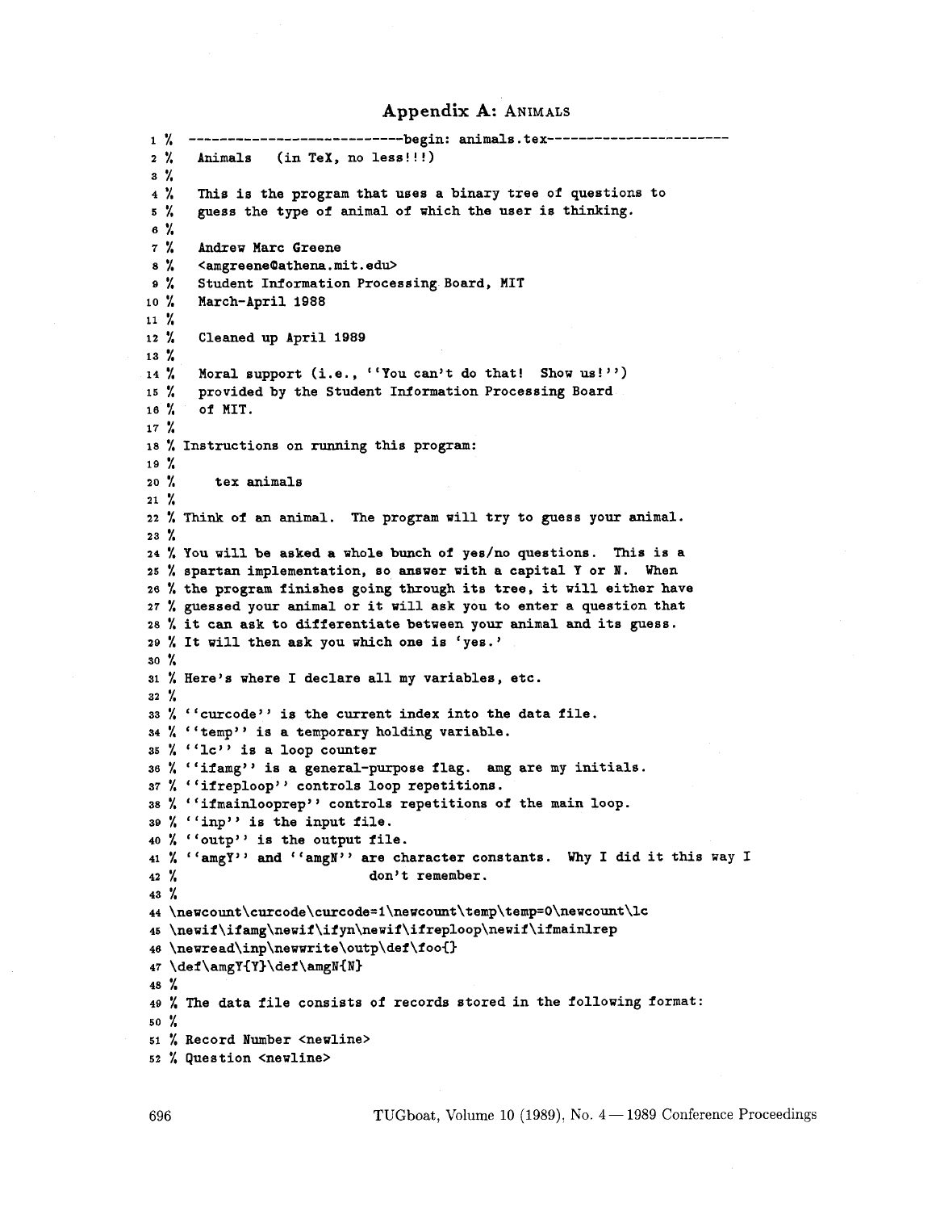## Appendix A: Animals

```
1 %  ---------------------------begin: animals.tex-----------------------
2 %   Animals   (in TeX, no less!!!)
3 %
4 %   This is the program that uses a binary tree of questions to
5 %   guess the type of animal of which the user is thinking.
6 %
7 %   Andrew Marc Greene
8 %   <amgreene@athena.mit.edu>
9 %   Student Information Processing Board, MIT
10 %   March-April 1988
11 %
12 %   Cleaned up April 1989
13 %
14 %   Moral support (i.e., ``You can't do that!  Show us!'')
15 %   provided by the Student Information Processing Board
16 %   of MIT.
17 %
18 % Instructions on running this program:
19 %
20 %      tex animals
21 %
22 % Think of an animal.  The program will try to guess your animal.
23 %
24 % You will be asked a whole bunch of yes/no questions.  This is a
25 % spartan implementation, so answer with a capital Y or N.  When
26 % the program finishes going through its tree, it will either have
27 % guessed your animal or it will ask you to enter a question that
28 % it can ask to differentiate between your animal and its guess.
29 % It will then ask you which one is `yes.'
30 %
31 % Here's where I declare all my variables, etc.
32 %
33 % ``curcode'' is the current index into the data file.
34 % ``temp'' is a temporary holding variable.
35 % ``lc'' is a loop counter
36 % ``ifamg'' is a general-purpose flag.  amg are my initials.
37 % ``ifreploop'' controls loop repetitions.
38 % ``ifmainlooprep'' controls repetitions of the main loop.
39 % ``inp'' is the input file.
40 % ``outp'' is the output file.
41 % ``amgY'' and ``amgN'' are character constants.  Why I did it this way I
42 %                        don't remember.
43 %
44 \newcount\curcode\curcode=1\newcount\temp\temp=0\newcount\lc
45 \newif\ifamg\newif\ifyn\newif\ifreploop\newif\ifmainlrep
46 \newread\inp\newwrite\outp\def\foo{}
47 \def\amgY{Y}\def\amgN{N}
48 %
49 % The data file consists of records stored in the following format:
50 %
51 % Record Number <newline>
52 % Question <newline>
```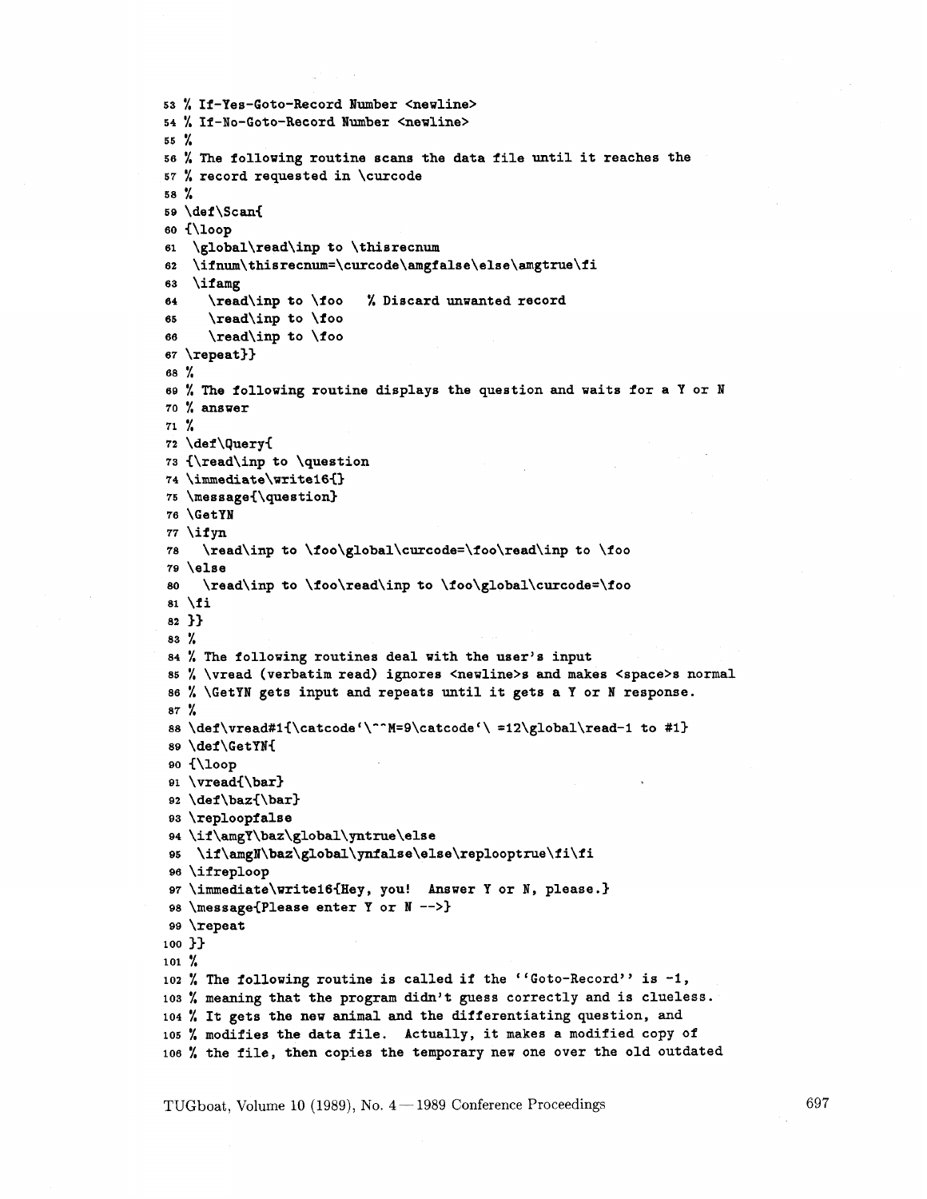```
53 % If-Yes-Goto-Record Number <newline>
54 % If-No-Goto-Record Number <newline>
55 %
56 % The following routine scans the data file until it reaches the
57 % record requested in \curcode
58 %
59 \def\Scan{
60 {\loop
61  \global\read\inp to \thisrecnum
62  \ifnum\thisrecnum=\curcode\amgfalse\else\amgtrue\fi
63  \ifamg
64    \read\inp to \foo    % Discard unwanted record
65    \read\inp to \foo
66    \read\inp to \foo
67 \repeat}}
68 %
69 % The following routine displays the question and waits for a Y or N
70 % answer
71 %
72 \def\Query{
73 {\read\inp to \question
74 \immediate\write16{}
75 \message{\question}
76 \GetYN
77 \ifyn
78   \read\inp to \foo\global\curcode=\foo\read\inp to \foo
79 \else
80   \read\inp to \foo\read\inp to \foo\global\curcode=\foo
81 \fi
82 }}
83 %
84 % The following routines deal with the user's input
85 % \vread (verbatim read) ignores <newline>s and makes <space>s normal
86 % \GetYN gets input and repeats until it gets a Y or N response.
87 %
88 \def\vread#1{\catcode`\^^M=9\catcode`\ =12\global\read-1 to #1}
89 \def\GetYN{
90 {\loop
91 \vread{\bar}
92 \def\baz{\bar}
93 \reploopfalse
94 \if\amgY\baz\global\yntrue\else
95  \if\amgN\baz\global\ynfalse\else\replooptrue\fi\fi
96 \ifreploop
97 \immediate\write16{Hey, you!  Answer Y or N, please.}
98 \message{Please enter Y or N -->}
99 \repeat
100 }}
101 %
102 % The following routine is called if the ``Goto-Record'' is -1,
103 % meaning that the program didn't guess correctly and is clueless.
104 % It gets the new animal and the differentiating question, and
105 % modifies the data file.  Actually, it makes a modified copy of
106 % the file, then copies the temporary new one over the old outdated
```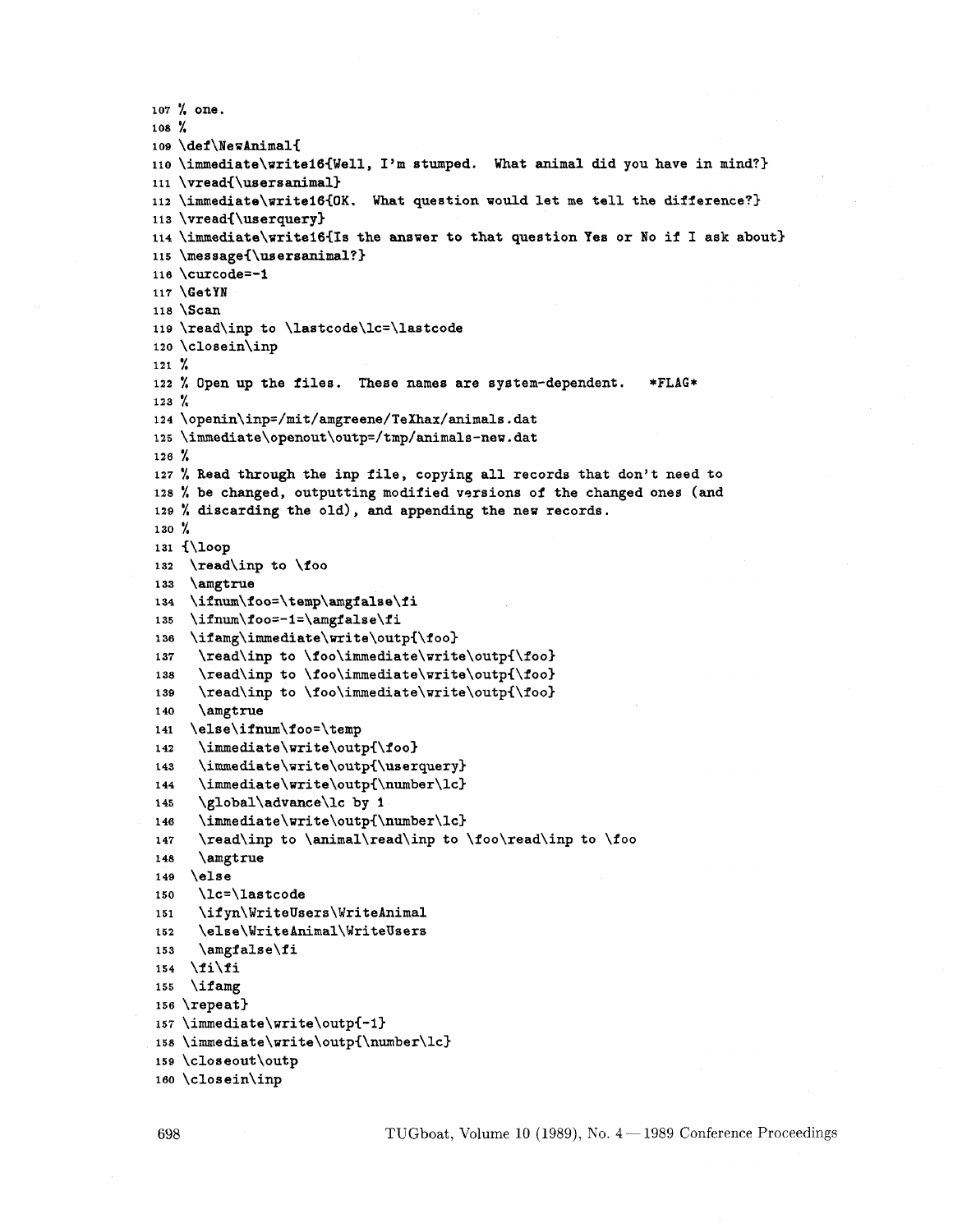```
107 % one.
108 %
109 \def\NewAnimal{
110 \immediate\write16{Well, I'm stumped.  What animal did you have in mind?}
111 \vread{\usersanimal}
112 \immediate\write16{OK.  What question would let me tell the difference?}
113 \vread{\userquery}
114 \immediate\write16{Is the answer to that question Yes or No if I ask about}
115 \message{\usersanimal?}
116 \curcode=-1
117 \GetYN
118 \Scan
119 \read\inp to \lastcode\lc=\lastcode
120 \closein\inp
121 %
122 % Open up the files.  These names are system-dependent.   *FLAG*
123 %
124 \openin\inp=/mit/amgreene/TeXhax/animals.dat
125 \immediate\openout\outp=/tmp/animals-new.dat
126 %
127 % Read through the inp file, copying all records that don't need to
128 % be changed, outputting modified versions of the changed ones (and
129 % discarding the old), and appending the new records.
130 %
131 {\loop
132  \read\inp to \foo
133  \amgtrue
134  \ifnum\foo=\temp\amgfalse\fi
135  \ifnum\foo=-1=\amgfalse\fi
136  \ifamg\immediate\write\outp{\foo}
137   \read\inp to \foo\immediate\write\outp{\foo}
138   \read\inp to \foo\immediate\write\outp{\foo}
139   \read\inp to \foo\immediate\write\outp{\foo}
140   \amgtrue
141  \else\ifnum\foo=\temp
142   \immediate\write\outp{\foo}
143   \immediate\write\outp{\userquery}
144   \immediate\write\outp{\number\lc}
145   \global\advance\lc by 1
146   \immediate\write\outp{\number\lc}
147   \read\inp to \animal\read\inp to \foo\read\inp to \foo
148   \amgtrue
149  \else
150   \lc=\lastcode
151   \ifyn\WriteUsers\WriteAnimal
152   \else\WriteAnimal\WriteUsers
153   \amgfalse\fi
154  \fi\fi
155  \ifamg
156 \repeat}
157 \immediate\write\outp{-1}
158 \immediate\write\outp{\number\lc}
159 \closeout\outp
160 \closein\inp
```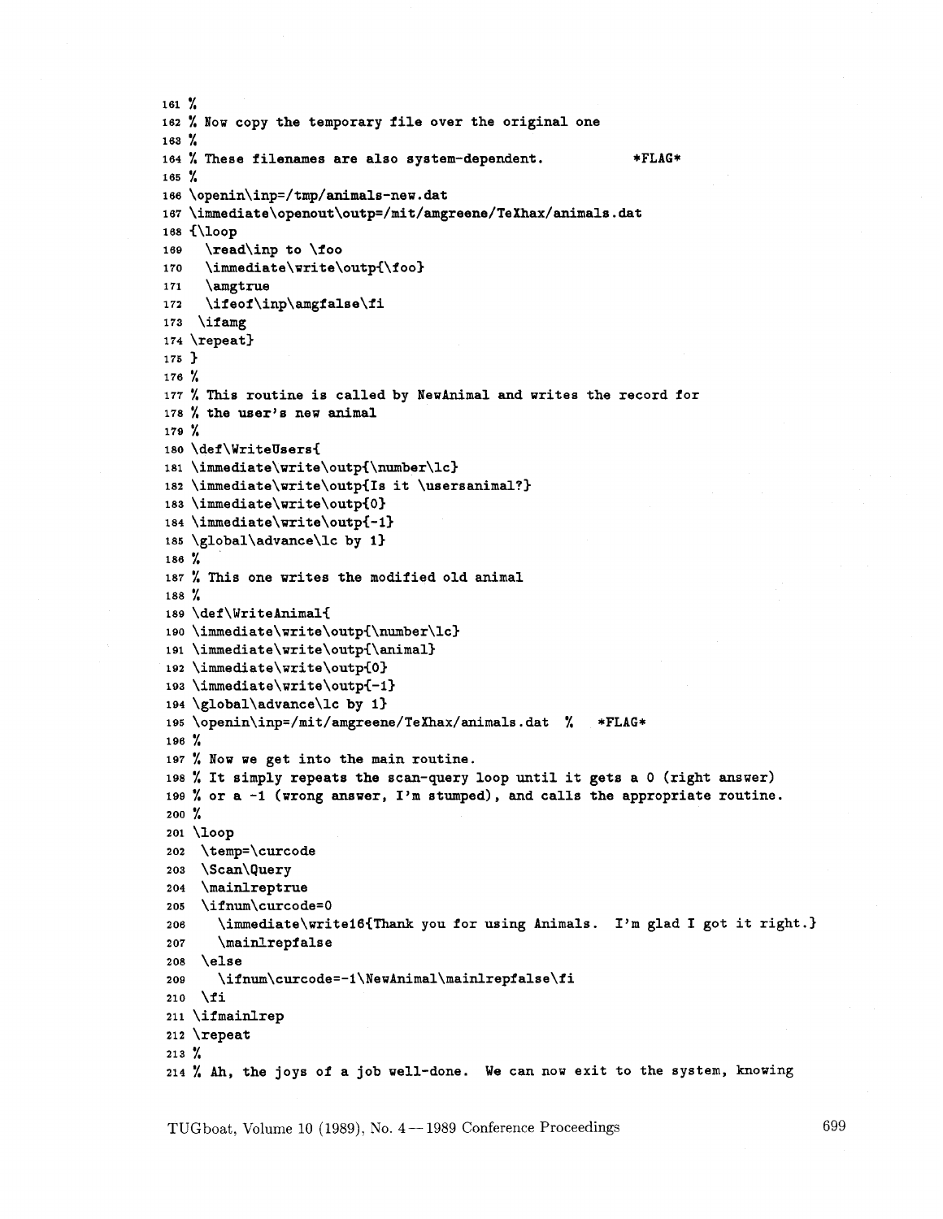```
161 %
162 % Now copy the temporary file over the original one
163 %
164 % These filenames are also system-dependent.          *FLAG*
165 %
166 \openin\inp=/tmp/animals-new.dat
167 \immediate\openout\outp=/mit/amgreene/TeXhax/animals.dat
168 {\loop
169   \read\inp to \foo
170   \immediate\write\outp{\foo}
171   \amgtrue
172   \ifeof\inp\amgfalse\fi
173  \ifamg
174 \repeat}
175 }
176 %
177 % This routine is called by NewAnimal and writes the record for
178 % the user's new animal
179 %
180 \def\WriteUsers{
181 \immediate\write\outp{\number\lc}
182 \immediate\write\outp{Is it \usersanimal?}
183 \immediate\write\outp{0}
184 \immediate\write\outp{-1}
185 \global\advance\lc by 1}
186 %
187 % This one writes the modified old animal
188 %
189 \def\WriteAnimal{
190 \immediate\write\outp{\number\lc}
191 \immediate\write\outp{\animal}
192 \immediate\write\outp{0}
193 \immediate\write\outp{-1}
194 \global\advance\lc by 1}
195 \openin\inp=/mit/amgreene/TeXhax/animals.dat  %   *FLAG*
196 %
197 % Now we get into the main routine.
198 % It simply repeats the scan-query loop until it gets a 0 (right answer)
199 % or a -1 (wrong answer, I'm stumped), and calls the appropriate routine.
200 %
201 \loop
202  \temp=\curcode
203  \Scan\Query
204  \mainlreptrue
205  \ifnum\curcode=0
206    \immediate\write16{Thank you for using Animals.  I'm glad I got it right.}
207    \mainlrepfalse
208  \else
209    \ifnum\curcode=-1\NewAnimal\mainlrepfalse\fi
210  \fi
211 \ifmainlrep
212 \repeat
213 %
214 % Ah, the joys of a job well-done.  We can now exit to the system, knowing
```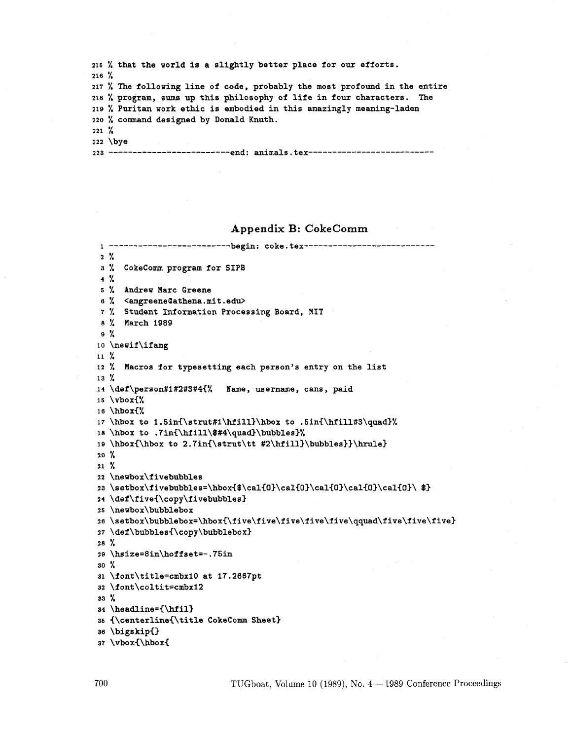```
215 % that the world is a slightly better place for our efforts.
216 %
217 % The following line of code, probably the most profound in the entire
218 % program, sums up this philosophy of life in four characters.  The
219 % Puritan work ethic is embodied in this amazingly meaning-laden
220 % command designed by Donald Knuth.
221 %
222 \bye
223 -------------------------end: animals.tex-------------------------
```

## Appendix B: CokeComm

```
1 -------------------------begin: coke.tex---------------------------
2 %
3 %  CokeComm program for SIPB
4 %
5 %  Andrew Marc Greene
6 %  <amgreene@athena.mit.edu>
7 %  Student Information Processing Board, MIT
8 %  March 1989
9 %
10 \newif\ifamg
11 %
12 %  Macros for typesetting each person's entry on the list
13 %
14 \def\person#1#2#3#4{%   Name, username, cans, paid
15 \vbox{%
16 \hbox{%
17 \hbox to 1.5in{\strut#1\hfill}\hbox to .5in{\hfill#3\quad}%
18 \hbox to .7in{\hfill\$#4\quad}\bubbles}%
19 \hbox{\hbox to 2.7in{\strut\tt #2\hfill}\bubbles}}\hrule}
20 %
21 %
22 \newbox\fivebubbles
23 \setbox\fivebubbles=\hbox{$\cal{O}\cal{O}\cal{O}\cal{O}\cal{O}\ $}
24 \def\five{\copy\fivebubbles}
25 \newbox\bubblebox
26 \setbox\bubblebox=\hbox{\five\five\five\five\five\qquad\five\five\five}
27 \def\bubbles{\copy\bubblebox}
28 %
29 \hsize=8in\hoffset=-.75in
30 %
31 \font\title=cmbx10 at 17.2667pt
32 \font\coltit=cmbx12
33 %
34 \headline={\hfil}
35 {\centerline{\title CokeComm Sheet}
36 \bigskip{}
37 \vbox{\hbox{
```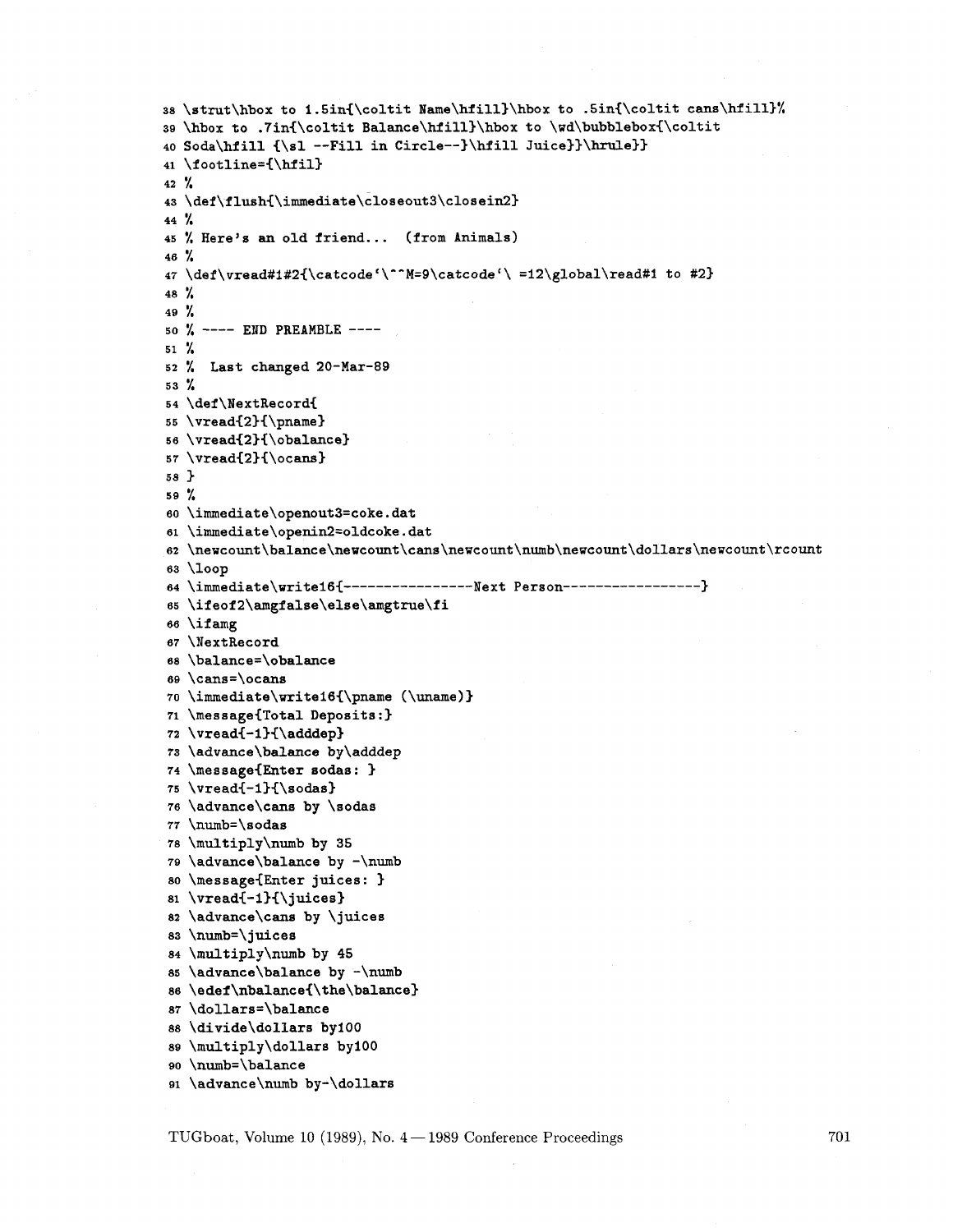```
38 \strut\hbox to 1.5in{\coltit Name\hfill}\hbox to .5in{\coltit cans\hfill}%
39 \hbox to .7in{\coltit Balance\hfill}\hbox to \wd\bubblebox{\coltit
40 Soda\hfill {\sl --Fill in Circle--}\hfill Juice}}\hrule}}
41 \footline={\hfil}
42 %
43 \def\flush{\immediate\closeout3\closein2}
44 %
45 % Here's an old friend... (from Animals)
46 %
47 \def\vread#1#2{\catcode`\^^M=9\catcode`\ =12\global\read#1 to #2}
48 %
49 %
50 % ---- END PREAMBLE ----
51 %
52 %  Last changed 20-Mar-89
53 %
54 \def\NextRecord{
55 \vread{2}{\pname}
56 \vread{2}{\obalance}
57 \vread{2}{\ocans}
58 }
59 %
60 \immediate\openout3=coke.dat
61 \immediate\openin2=oldcoke.dat
62 \newcount\balance\newcount\cans\newcount\numb\newcount\dollars\newcount\rcount
63 \loop
64 \immediate\write16{----------------Next Person-----------------}
65 \ifeof2\amgfalse\else\amgtrue\fi
66 \ifamg
67 \NextRecord
68 \balance=\obalance
69 \cans=\ocans
70 \immediate\write16{\pname (\uname)}
71 \message{Total Deposits:}
72 \vread{-1}{\adddep}
73 \advance\balance by\adddep
74 \message{Enter sodas: }
75 \vread{-1}{\sodas}
76 \advance\cans by \sodas
77 \numb=\sodas
78 \multiply\numb by 35
79 \advance\balance by -\numb
80 \message{Enter juices: }
81 \vread{-1}{\juices}
82 \advance\cans by \juices
83 \numb=\juices
84 \multiply\numb by 45
85 \advance\balance by -\numb
86 \edef\nbalance{\the\balance}
87 \dollars=\balance
88 \divide\dollars by100
89 \multiply\dollars by100
90 \numb=\balance
91 \advance\numb by-\dollars
```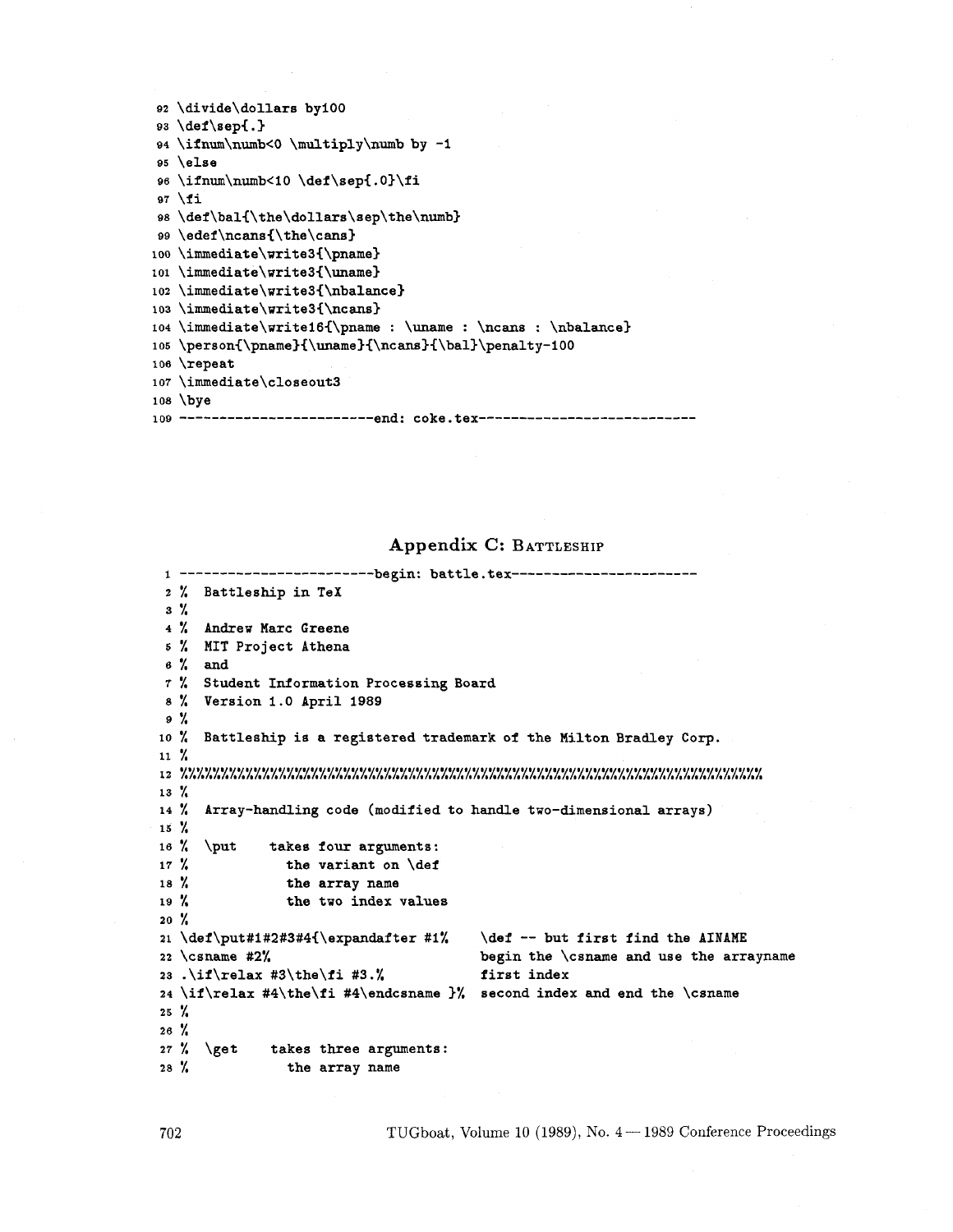```
92 \divide\dollars by100
93 \def\sep{.}
94 \ifnum\numb<0 \multiply\numb by -1
95 \else
96 \ifnum\numb<10 \def\sep{.0}\fi
97 \fi
98 \def\bal{\the\dollars\sep\the\numb}
99 \edef\ncans{\the\cans}
100 \immediate\write3{\pname}
101 \immediate\write3{\uname}
102 \immediate\write3{\nbalance}
103 \immediate\write3{\ncans}
104 \immediate\write16{\pname : \uname : \ncans : \nbalance}
105 \person{\pname}{\uname}{\ncans}{\bal}\penalty-100
106 \repeat
107 \immediate\closeout3
108 \bye
109 ------------------------end: coke.tex---------------------------
```

## Appendix C: Battleship

```
1 ------------------------begin: battle.tex-----------------------
2 %  Battleship in TeX
3 %
4 %  Andrew Marc Greene
5 %  MIT Project Athena
6 %  and
7 %  Student Information Processing Board
8 %  Version 1.0 April 1989
9 %
10 %  Battleship is a registered trademark of the Milton Bradley Corp.
11 %
12 %%%%%%%%%%%%%%%%%%%%%%%%%%%%%%%%%%%%%%%%%%%%%%%%%%%%%%%%%%%%%%%%%%%%%%%%%
13 %
14 %  Array-handling code (modified to handle two-dimensional arrays)
15 %
16 %  \put    takes four arguments:
17 %            the variant on \def
18 %            the array name
19 %            the two index values
20 %
21 \def\put#1#2#3#4{\expandafter #1%    \def -- but first find the AINAME
22 \csname #2%                          begin the \csname and use the arrayname
23 .\if\relax #3\the\fi #3.%            first index
24 \if\relax #4\the\fi #4\endcsname }%  second index and end the \csname
25 %
26 %
27 %  \get    takes three arguments:
28 %            the array name
```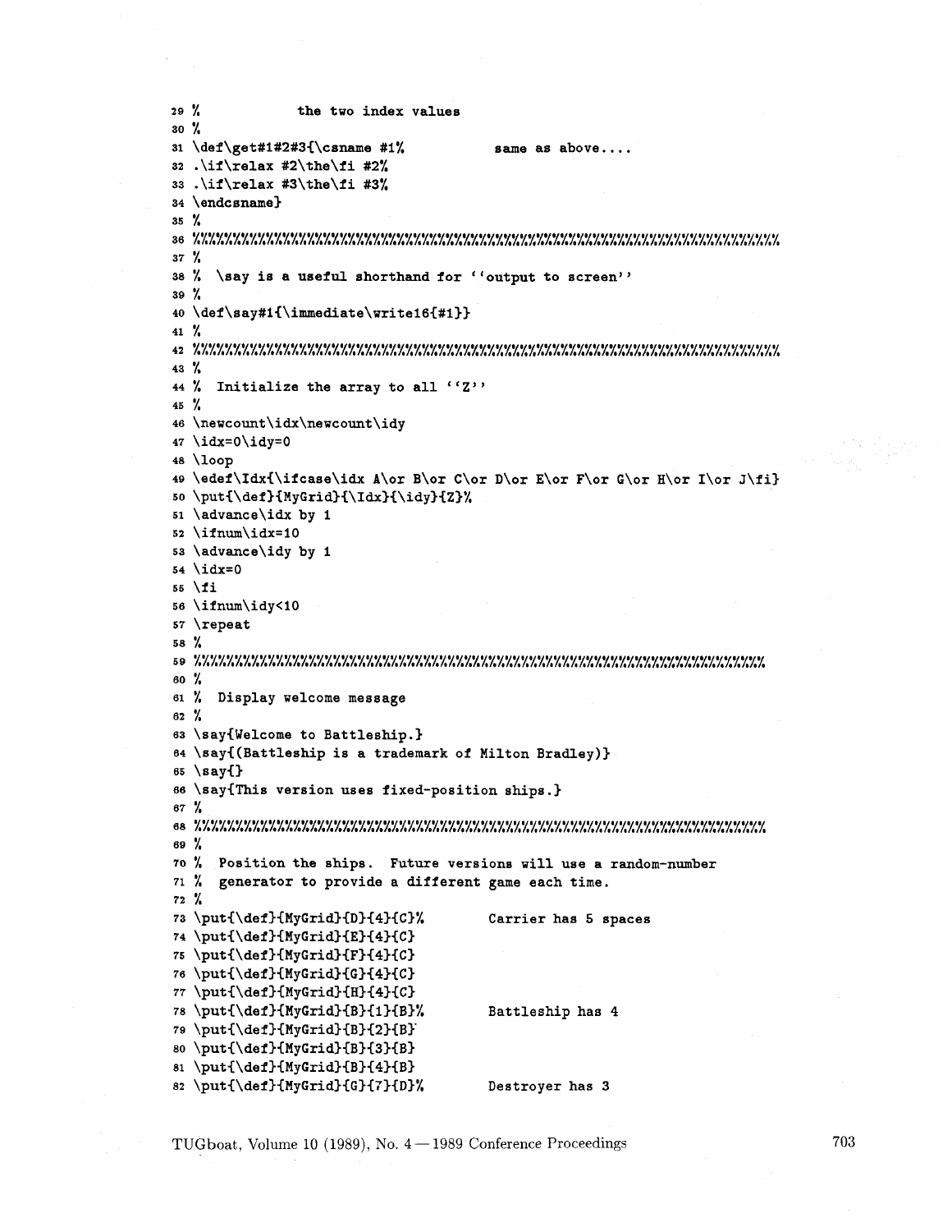```
29 %            the two index values
30 %
31 \def\get#1#2#3{\csname #1%          same as above....
32 .\if\relax #2\the\fi #2%
33 .\if\relax #3\the\fi #3%
34 \endcsname}
35 %
36 %%%%%%%%%%%%%%%%%%%%%%%%%%%%%%%%%%%%%%%%%%%%%%%%%%%%%%%%%%%%%%%%%%%%%%%%
37 %
38 %  \say is a useful shorthand for ``output to screen''
39 %
40 \def\say#1{\immediate\write16{#1}}
41 %
42 %%%%%%%%%%%%%%%%%%%%%%%%%%%%%%%%%%%%%%%%%%%%%%%%%%%%%%%%%%%%%%%%%%%%%%%%
43 %
44 %  Initialize the array to all ``Z''
45 %
46 \newcount\idx\newcount\idy
47 \idx=0\idy=0
48 \loop
49 \edef\Idx{\ifcase\idx A\or B\or C\or D\or E\or F\or G\or H\or I\or J\fi}
50 \put{\def}{MyGrid}{\Idx}{\idy}{Z}%
51 \advance\idx by 1
52 \ifnum\idx=10
53 \advance\idy by 1
54 \idx=0
55 \fi
56 \ifnum\idy<10
57 \repeat
58 %
59 %%%%%%%%%%%%%%%%%%%%%%%%%%%%%%%%%%%%%%%%%%%%%%%%%%%%%%%%%%%%%%%%%%%%%%%%
60 %
61 %  Display welcome message
62 %
63 \say{Welcome to Battleship.}
64 \say{(Battleship is a trademark of Milton Bradley)}
65 \say{}
66 \say{This version uses fixed-position ships.}
67 %
68 %%%%%%%%%%%%%%%%%%%%%%%%%%%%%%%%%%%%%%%%%%%%%%%%%%%%%%%%%%%%%%%%%%%%%%%%
69 %
70 %  Position the ships.  Future versions will use a random-number
71 %  generator to provide a different game each time.
72 %
73 \put{\def}{MyGrid}{D}{4}{C}%       Carrier has 5 spaces
74 \put{\def}{MyGrid}{E}{4}{C}
75 \put{\def}{MyGrid}{F}{4}{C}
76 \put{\def}{MyGrid}{G}{4}{C}
77 \put{\def}{MyGrid}{H}{4}{C}
78 \put{\def}{MyGrid}{B}{1}{B}%       Battleship has 4
79 \put{\def}{MyGrid}{B}{2}{B}
80 \put{\def}{MyGrid}{B}{3}{B}
81 \put{\def}{MyGrid}{B}{4}{B}
82 \put{\def}{MyGrid}{G}{7}{D}%       Destroyer has 3
```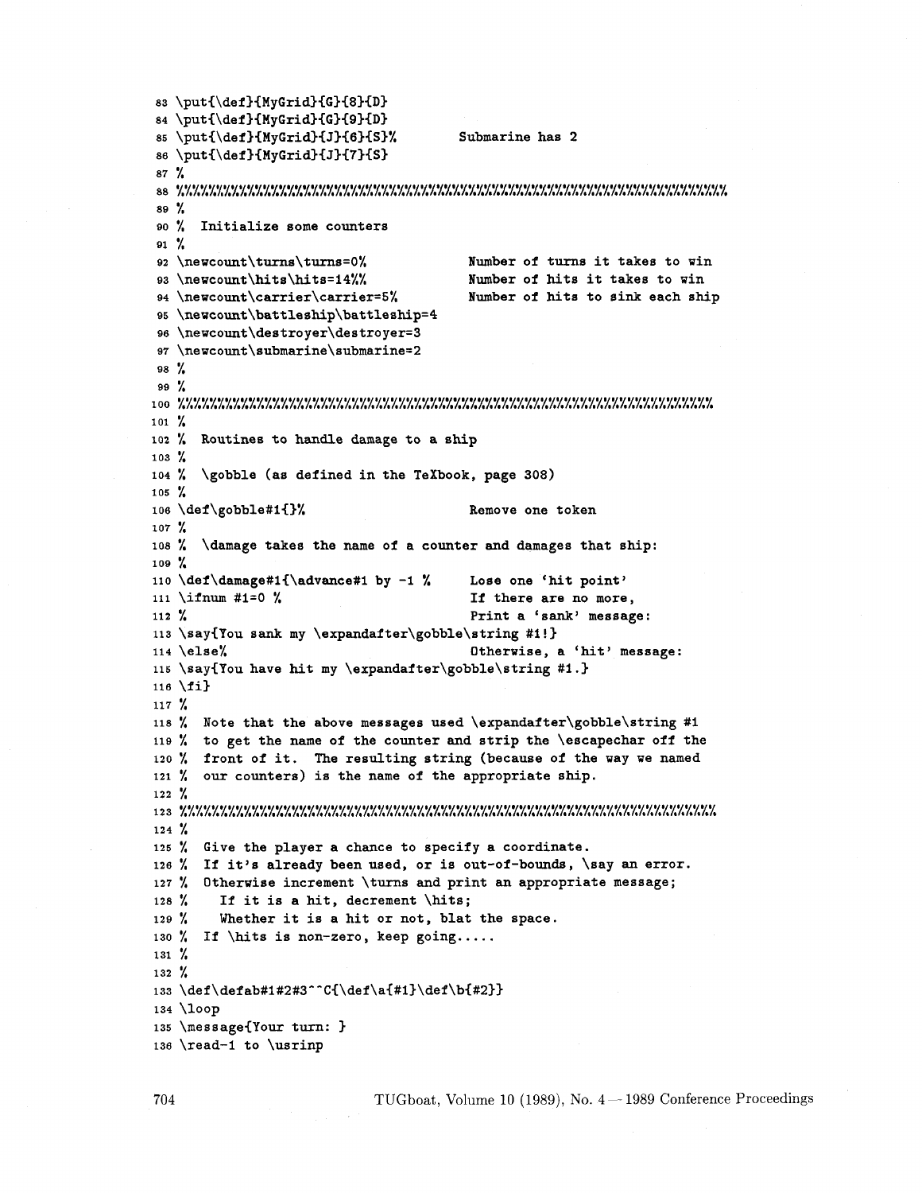```
83 \put{\def}{MyGrid}{G}{8}{D}
84 \put{\def}{MyGrid}{G}{9}{D}
85 \put{\def}{MyGrid}{J}{6}{S}%        Submarine has 2
86 \put{\def}{MyGrid}{J}{7}{S}
87 %
88 %%%%%%%%%%%%%%%%%%%%%%%%%%%%%%%%%%%%%%%%%%%%%%%%%%%%%%%%%%%%%%%%%%%%%%%%%%%%%%%%
89 %
90 %  Initialize some counters
91 %
92 \newcount\turns\turns=0%              Number of turns it takes to win
93 \newcount\hits\hits=14%%              Number of hits it takes to win
94 \newcount\carrier\carrier=5%          Number of hits to sink each ship
95 \newcount\battleship\battleship=4
96 \newcount\destroyer\destroyer=3
97 \newcount\submarine\submarine=2
98 %
99 %
100 %%%%%%%%%%%%%%%%%%%%%%%%%%%%%%%%%%%%%%%%%%%%%%%%%%%%%%%%%%%%%%%%%%%%%%%%%%%%%%%
101 %
102 %  Routines to handle damage to a ship
103 %
104 %  \gobble (as defined in the TeXbook, page 308)
105 %
106 \def\gobble#1{}%                      Remove one token
107 %
108 %  \damage takes the name of a counter and damages that ship:
109 %
110 \def\damage#1{\advance#1 by -1 %      Lose one 'hit point'
111 \ifnum #1=0 %                         If there are no more,
112 %                                     Print a 'sank' message:
113 \say{You sank my \expandafter\gobble\string #1!}
114 \else%                                Otherwise, a 'hit' message:
115 \say{You have hit my \expandafter\gobble\string #1.}
116 \fi}
117 %
118 %  Note that the above messages used \expandafter\gobble\string #1
119 %  to get the name of the counter and strip the \escapechar off the
120 %  front of it.  The resulting string (because of the way we named
121 %  our counters) is the name of the appropriate ship.
122 %
123 %%%%%%%%%%%%%%%%%%%%%%%%%%%%%%%%%%%%%%%%%%%%%%%%%%%%%%%%%%%%%%%%%%%%%%%%%%%%%%%
124 %
125 %  Give the player a chance to specify a coordinate.
126 %  If it's already been used, or is out-of-bounds, \say an error.
127 %  Otherwise increment \turns and print an appropriate message;
128 %    If it is a hit, decrement \hits;
129 %    Whether it is a hit or not, blat the space.
130 %  If \hits is non-zero, keep going.....
131 %
132 %
133 \def\defab#1#2#3^^C{\def\a{#1}\def\b{#2}}
134 \loop
135 \message{Your turn: }
136 \read-1 to \usrinp
```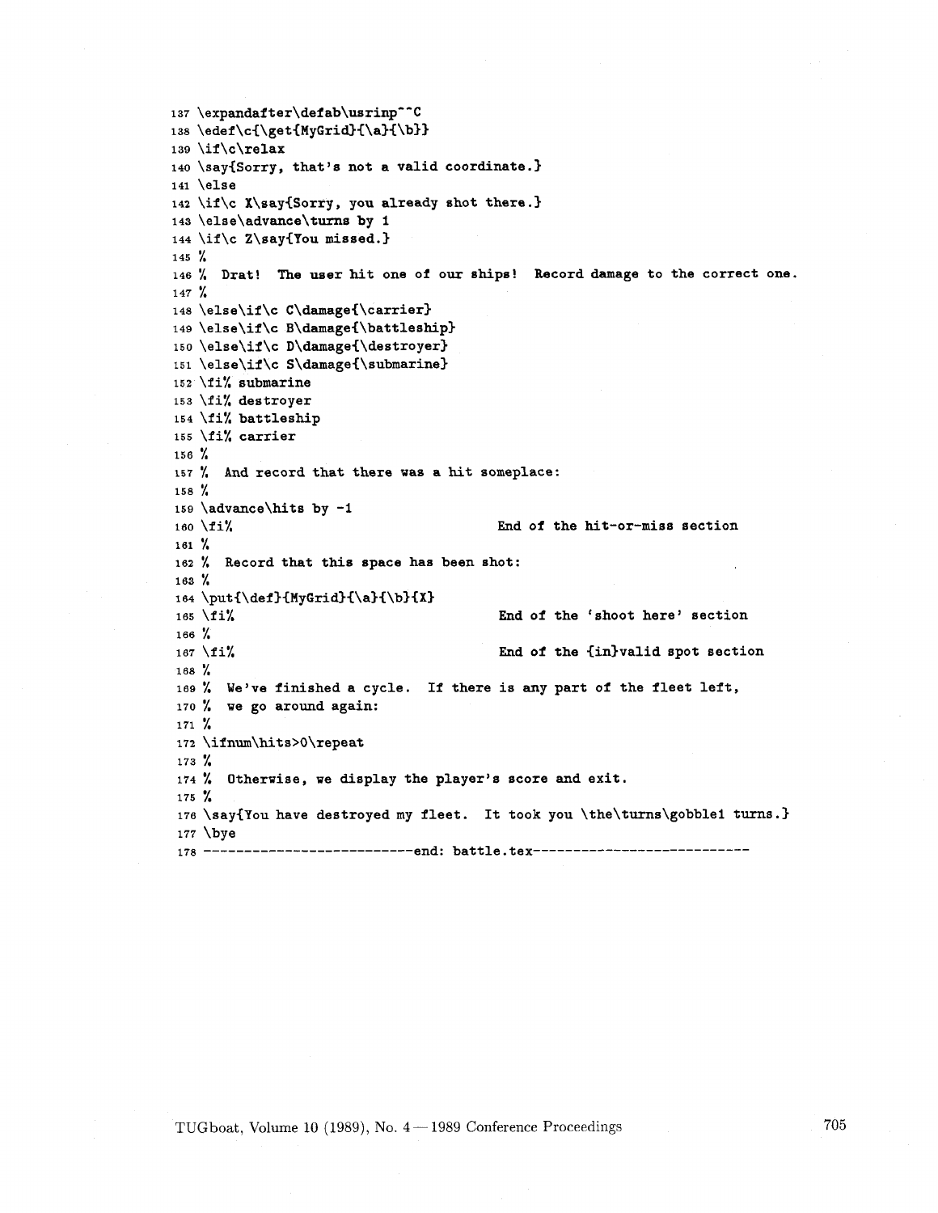```
137 \expandafter\defab\usrinp^^C
138 \edef\c{\get{MyGrid}{\a}{\b}}
139 \if\c\relax
140 \say{Sorry, that's not a valid coordinate.}
141 \else
142 \if\c X\say{Sorry, you already shot there.}
143 \else\advance\turns by 1
144 \if\c Z\say{You missed.}
145 %
146 % Drat! The user hit one of our ships! Record damage to the correct one.
147 %
148 \else\if\c C\damage{\carrier}
149 \else\if\c B\damage{\battleship}
150 \else\if\c D\damage{\destroyer}
151 \else\if\c S\damage{\submarine}
152 \fi% submarine
153 \fi% destroyer
154 \fi% battleship
155 \fi% carrier
156 %
157 % And record that there was a hit someplace:
158 %
159 \advance\hits by -1
160 \fi%                                 End of the hit-or-miss section
161 %
162 % Record that this space has been shot:
163 %
164 \put{\def}{MyGrid}{\a}{\b}{X}
165 \fi%                                 End of the 'shoot here' section
166 %
167 \fi%                                 End of the {in}valid spot section
168 %
169 % We've finished a cycle. If there is any part of the fleet left,
170 % we go around again:
171 %
172 \ifnum\hits>0\repeat
173 %
174 % Otherwise, we display the player's score and exit.
175 %
176 \say{You have destroyed my fleet. It took you \the\turns\gobble1 turns.}
177 \bye
178 --------------------------end: battle.tex---------------------------
```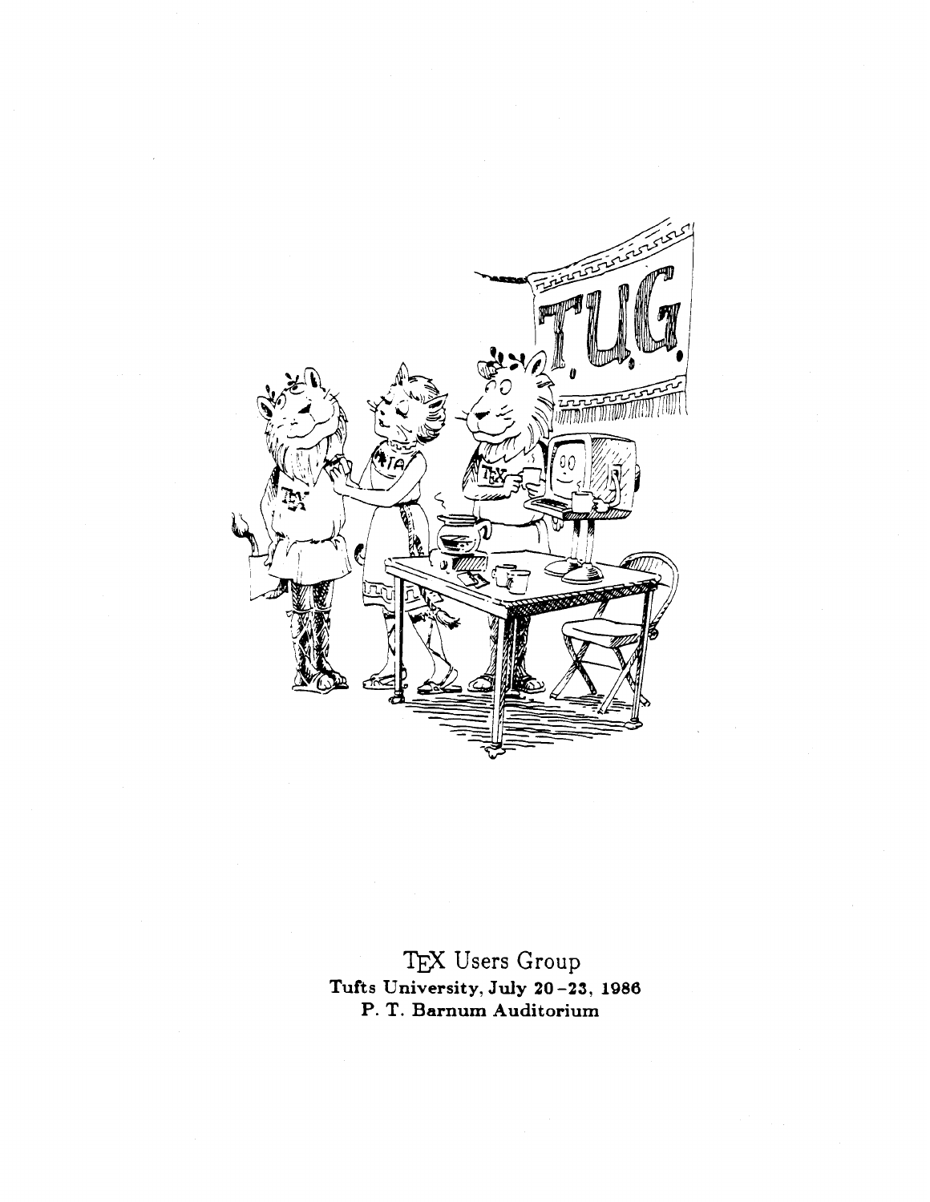TEX Users Group

**Tufts University, July 20–23, 1986**

**P. T. Barnum Auditorium**